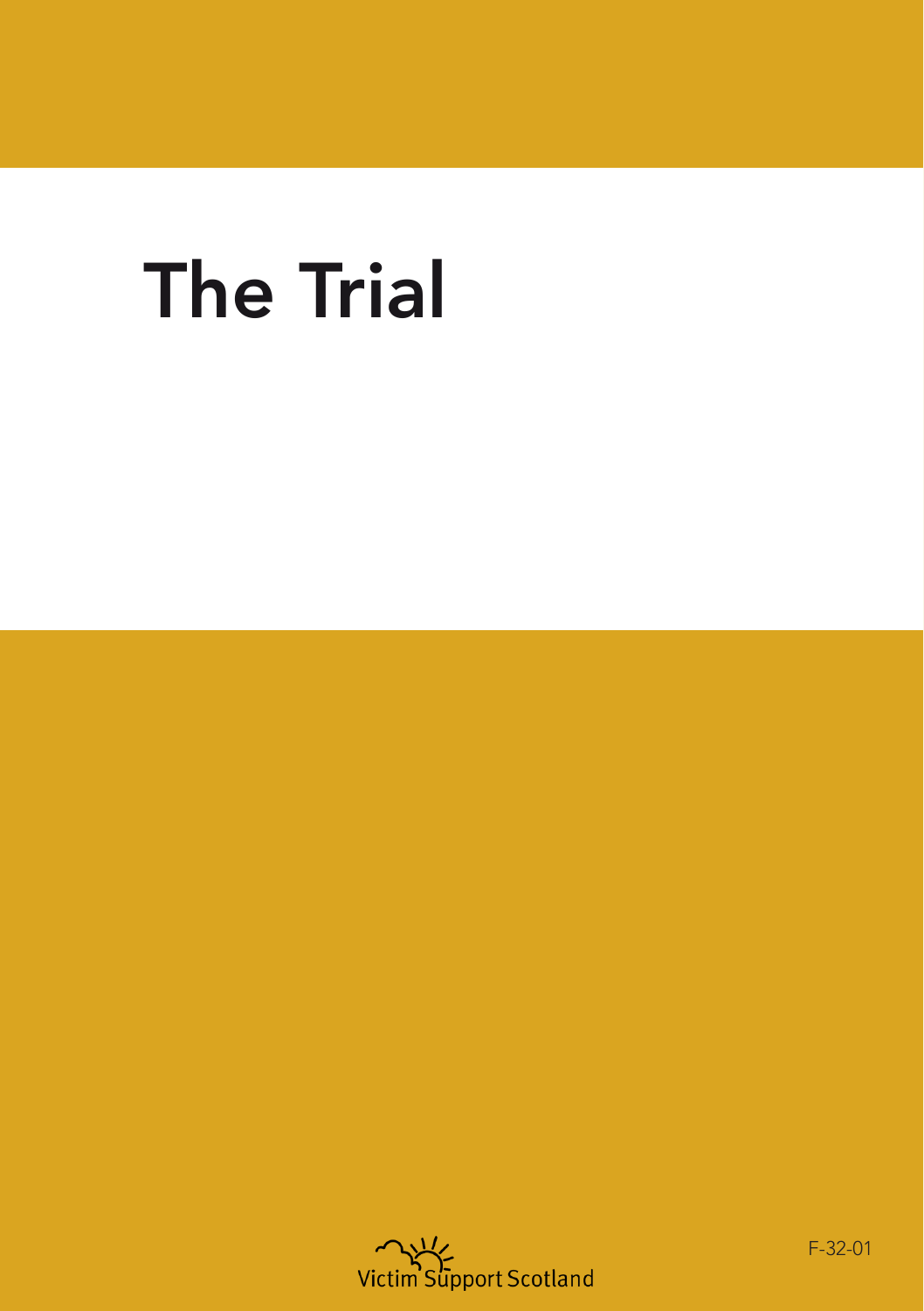# The Trial

Victim Support Scotland

F-32-01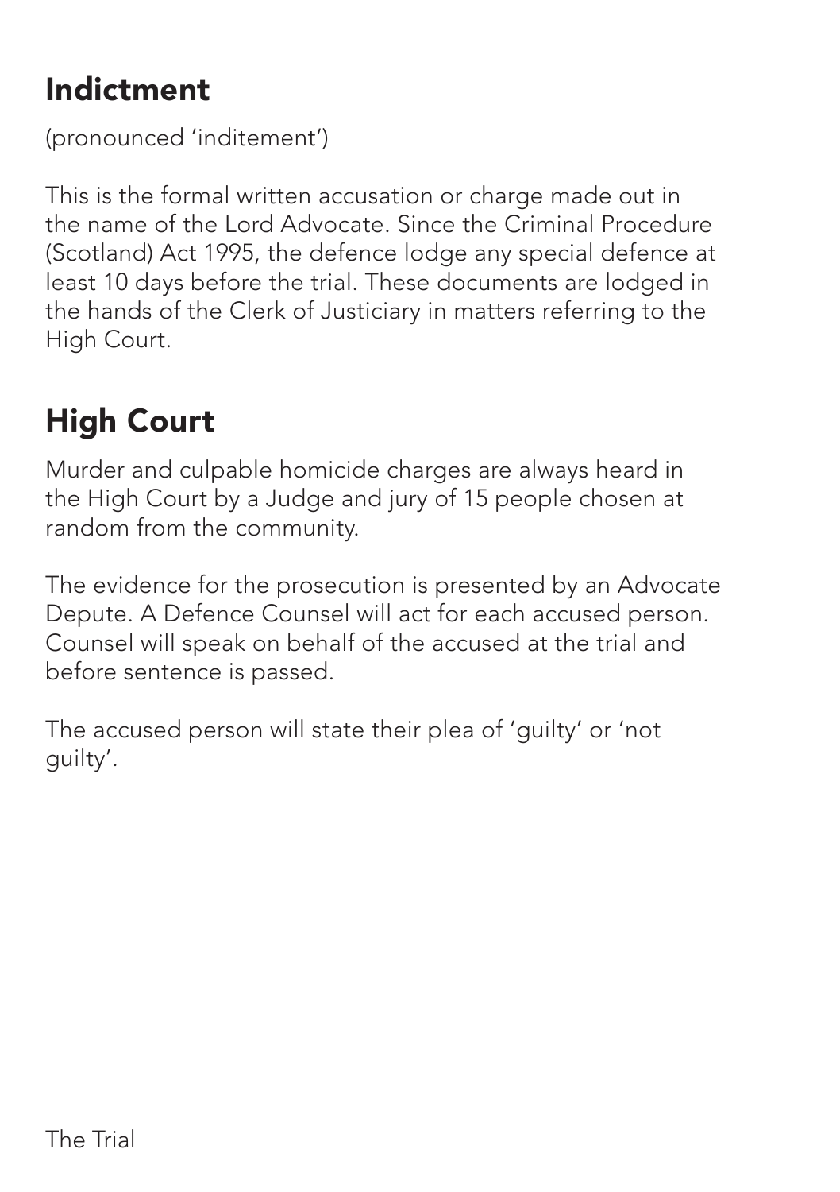## Indictment

(pronounced 'inditement')

This is the formal written accusation or charge made out in the name of the Lord Advocate. Since the Criminal Procedure (Scotland) Act 1995, the defence lodge any special defence at least 10 days before the trial. These documents are lodged in the hands of the Clerk of Justiciary in matters referring to the High Court.

## High Court

Murder and culpable homicide charges are always heard in the High Court by a Judge and jury of 15 people chosen at random from the community.

The evidence for the prosecution is presented by an Advocate Depute. A Defence Counsel will act for each accused person. Counsel will speak on behalf of the accused at the trial and before sentence is passed.

The accused person will state their plea of 'guilty' or 'not guilty'.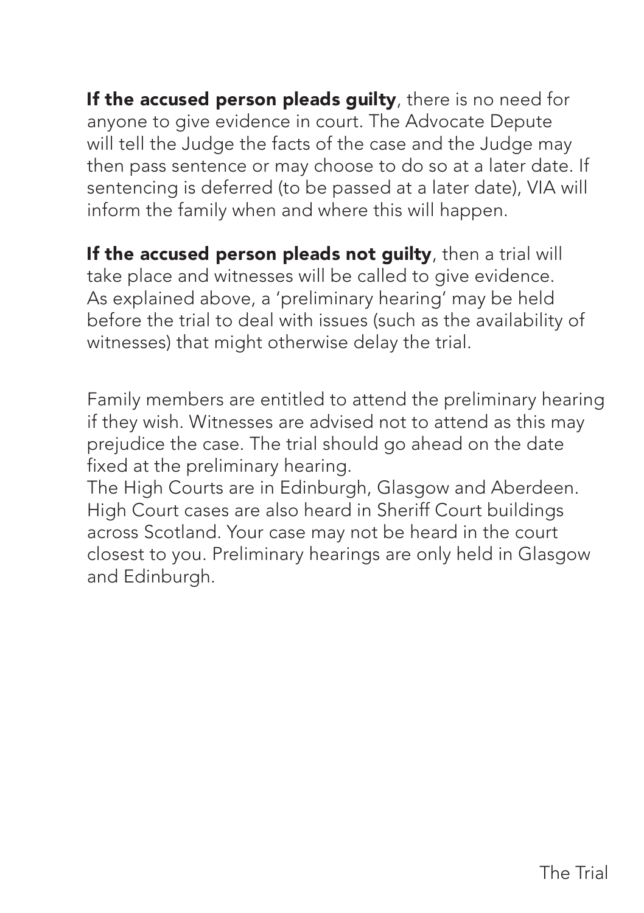**If the accused person pleads guilty**, there is no need for anyone to give evidence in court. The Advocate Depute will tell the Judge the facts of the case and the Judge may then pass sentence or may choose to do so at a later date. If sentencing is deferred (to be passed at a later date), VIA will inform the family when and where this will happen.

**If the accused person pleads not guilty**, then a trial will take place and witnesses will be called to give evidence. As explained above, a 'preliminary hearing' may be held before the trial to deal with issues (such as the availability of witnesses) that might otherwise delay the trial.

Family members are entitled to attend the preliminary hearing if they wish. Witnesses are advised not to attend as this may prejudice the case. The trial should go ahead on the date fixed at the preliminary hearing.

The High Courts are in Edinburgh, Glasgow and Aberdeen. High Court cases are also heard in Sheriff Court buildings across Scotland. Your case may not be heard in the court closest to you. Preliminary hearings are only held in Glasgow and Edinburgh.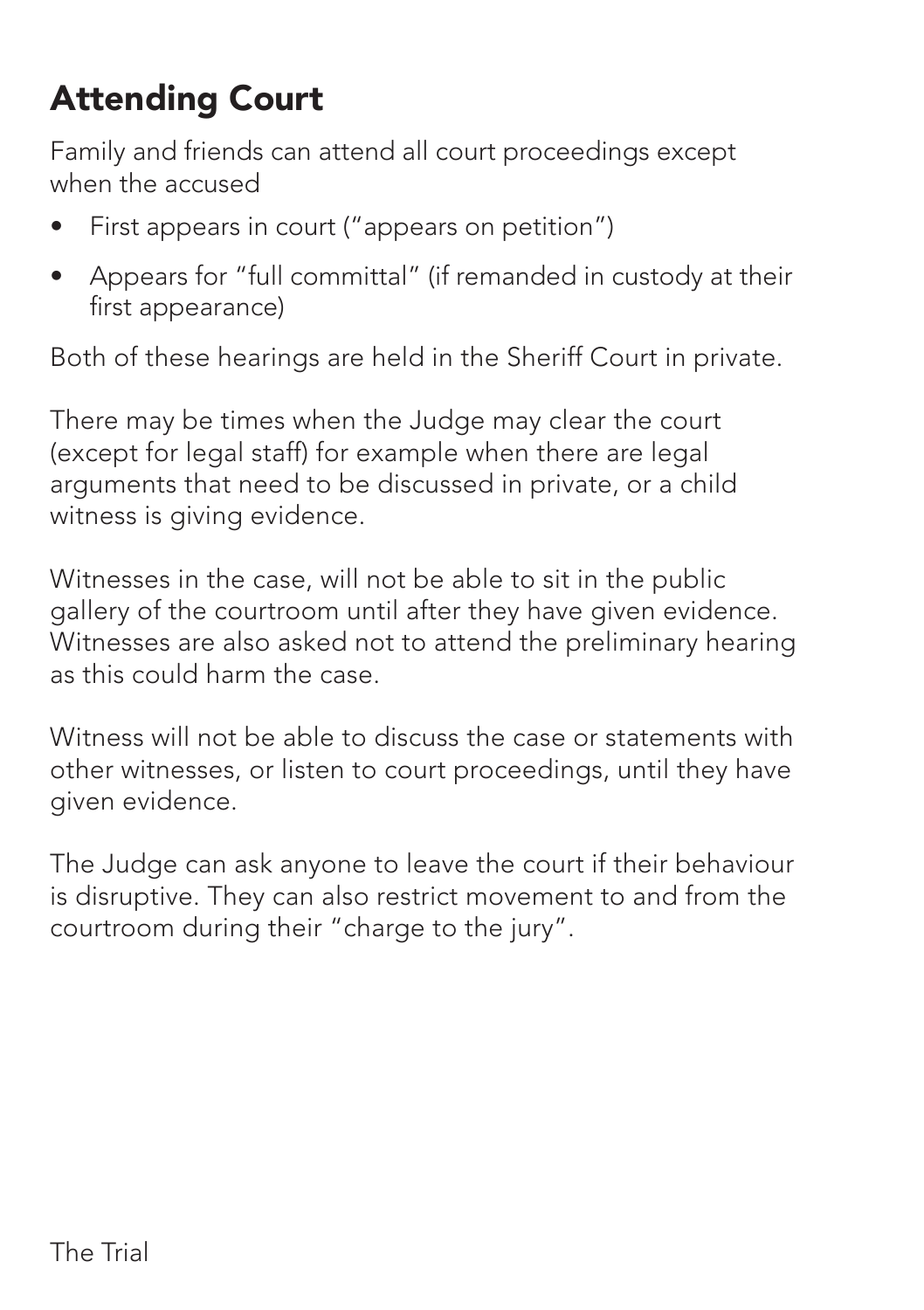## Attending Court

Family and friends can attend all court proceedings except when the accused

- First appears in court ("appears on petition")
- Appears for "full committal" (if remanded in custody at their first appearance)

Both of these hearings are held in the Sheriff Court in private.

There may be times when the Judge may clear the court (except for legal staff) for example when there are legal arguments that need to be discussed in private, or a child witness is giving evidence.

Witnesses in the case, will not be able to sit in the public gallery of the courtroom until after they have given evidence. Witnesses are also asked not to attend the preliminary hearing as this could harm the case.

Witness will not be able to discuss the case or statements with other witnesses, or listen to court proceedings, until they have given evidence.

The Judge can ask anyone to leave the court if their behaviour is disruptive. They can also restrict movement to and from the courtroom during their "charge to the jury".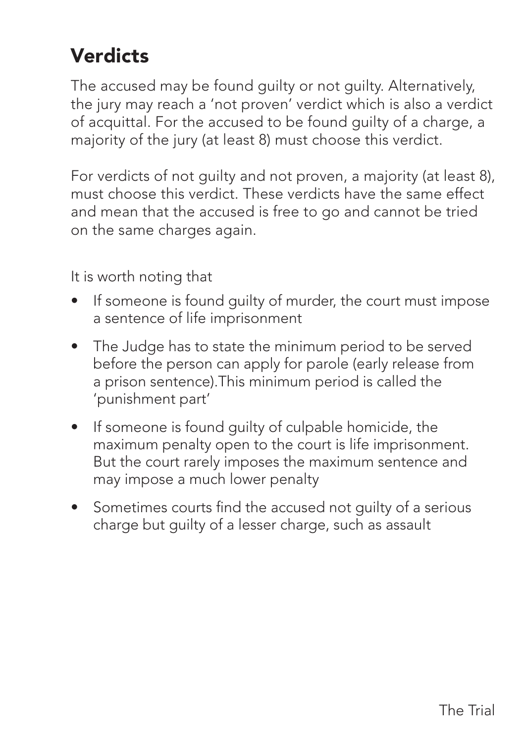## Verdicts

The accused may be found guilty or not guilty. Alternatively, the jury may reach a 'not proven' verdict which is also a verdict of acquittal. For the accused to be found guilty of a charge, a majority of the jury (at least 8) must choose this verdict.

For verdicts of not guilty and not proven, a majority (at least 8), must choose this verdict. These verdicts have the same effect and mean that the accused is free to go and cannot be tried on the same charges again.

It is worth noting that

- If someone is found guilty of murder, the court must impose a sentence of life imprisonment
- The Judge has to state the minimum period to be served before the person can apply for parole (early release from a prison sentence).This minimum period is called the 'punishment part'
- If someone is found guilty of culpable homicide, the maximum penalty open to the court is life imprisonment. But the court rarely imposes the maximum sentence and may impose a much lower penalty
- Sometimes courts find the accused not guilty of a serious charge but guilty of a lesser charge, such as assault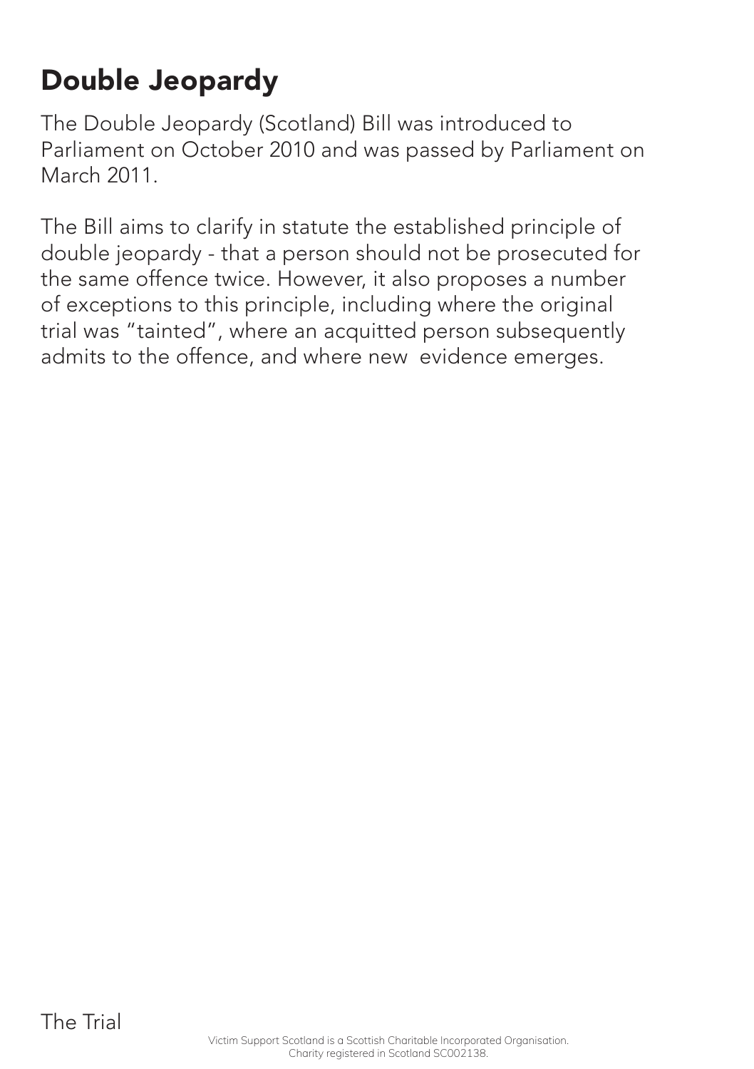## Double Jeopardy

The Double Jeopardy (Scotland) Bill was introduced to Parliament on October 2010 and was passed by Parliament on March 2011.

The Bill aims to clarify in statute the established principle of double jeopardy - that a person should not be prosecuted for the same offence twice. However, it also proposes a number of exceptions to this principle, including where the original trial was "tainted", where an acquitted person subsequently admits to the offence, and where new evidence emerges.